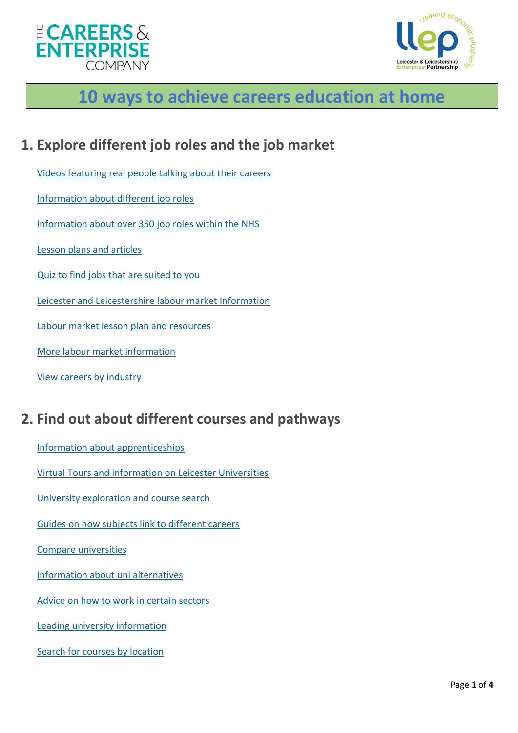# 10 ways to achieve careers education at home

## 1. Explore different job roles and the job market

Videos featuring real people talking about their careers

Information about different job roles

Information about over 350 job roles within the NHS

Lesson plans and articles

Quiz to find jobs that are suited to you

Leicester and Leicestershire labour market Information

Labour market lesson plan and resources

More labour market information

View careers by industry

## 2. Find out about different courses and pathways

Information about apprenticeships

Virtual Tours and information on Leicester Universities

University exploration and course search

Guides on how subjects link to different careers

Compare universities

Information about uni alternatives

Advice on how to work in certain sectors

Leading university information

Search for courses by location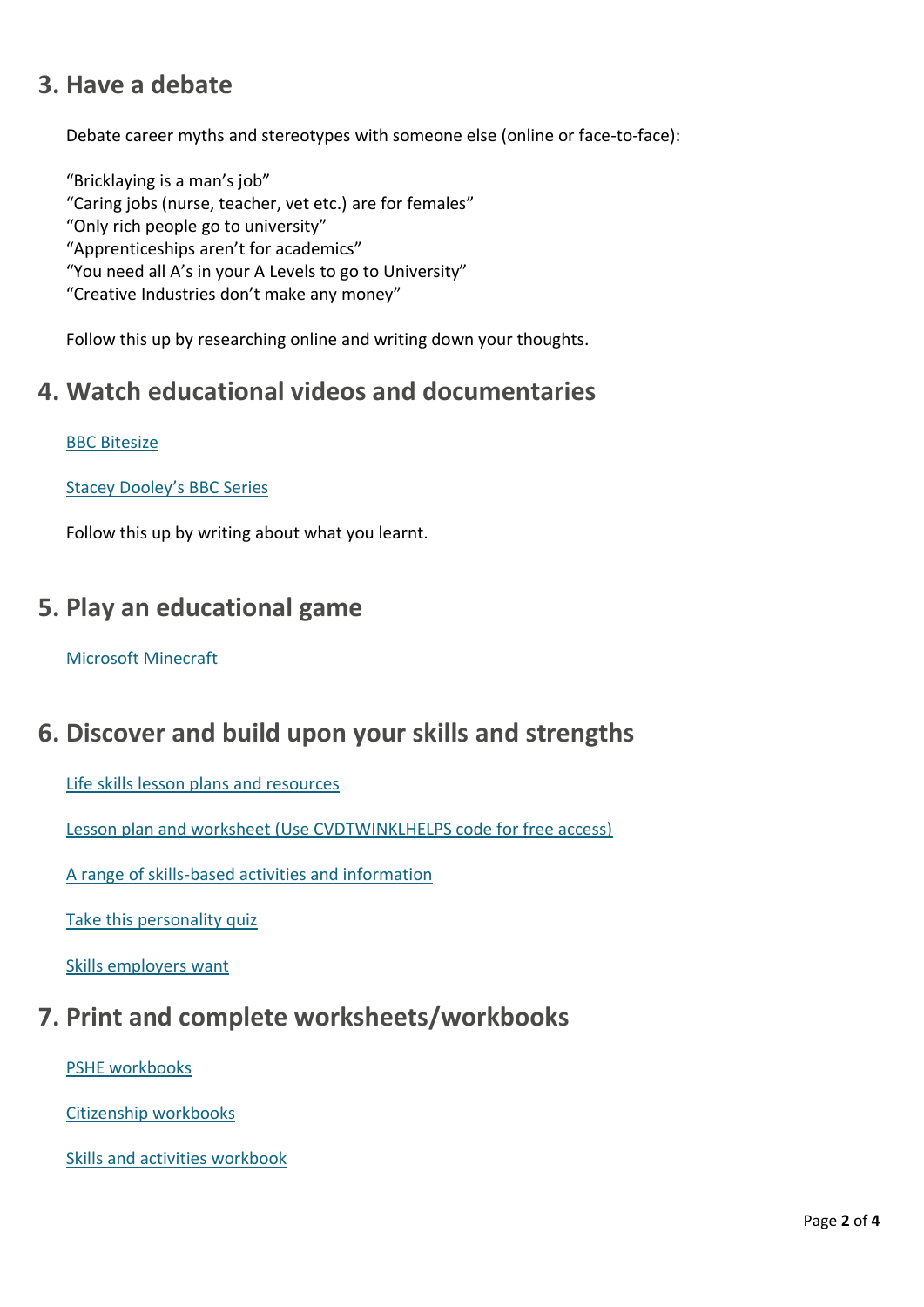## 3. Have a debate

Debate career myths and stereotypes with someone else (online or face-to-face):

"Bricklaying is a man's job"
"Caring jobs (nurse, teacher, vet etc.) are for females"
"Only rich people go to university"
"Apprenticeships aren't for academics"
"You need all A's in your A Levels to go to University"
"Creative Industries don't make any money"

Follow this up by researching online and writing down your thoughts.

## 4. Watch educational videos and documentaries

BBC Bitesize

Stacey Dooley's BBC Series

Follow this up by writing about what you learnt.

## 5. Play an educational game

Microsoft Minecraft

## 6. Discover and build upon your skills and strengths

Life skills lesson plans and resources

Lesson plan and worksheet (Use CVDTWINKLHELPS code for free access)

A range of skills-based activities and information

Take this personality quiz

Skills employers want

## 7. Print and complete worksheets/workbooks

PSHE workbooks

Citizenship workbooks

Skills and activities workbook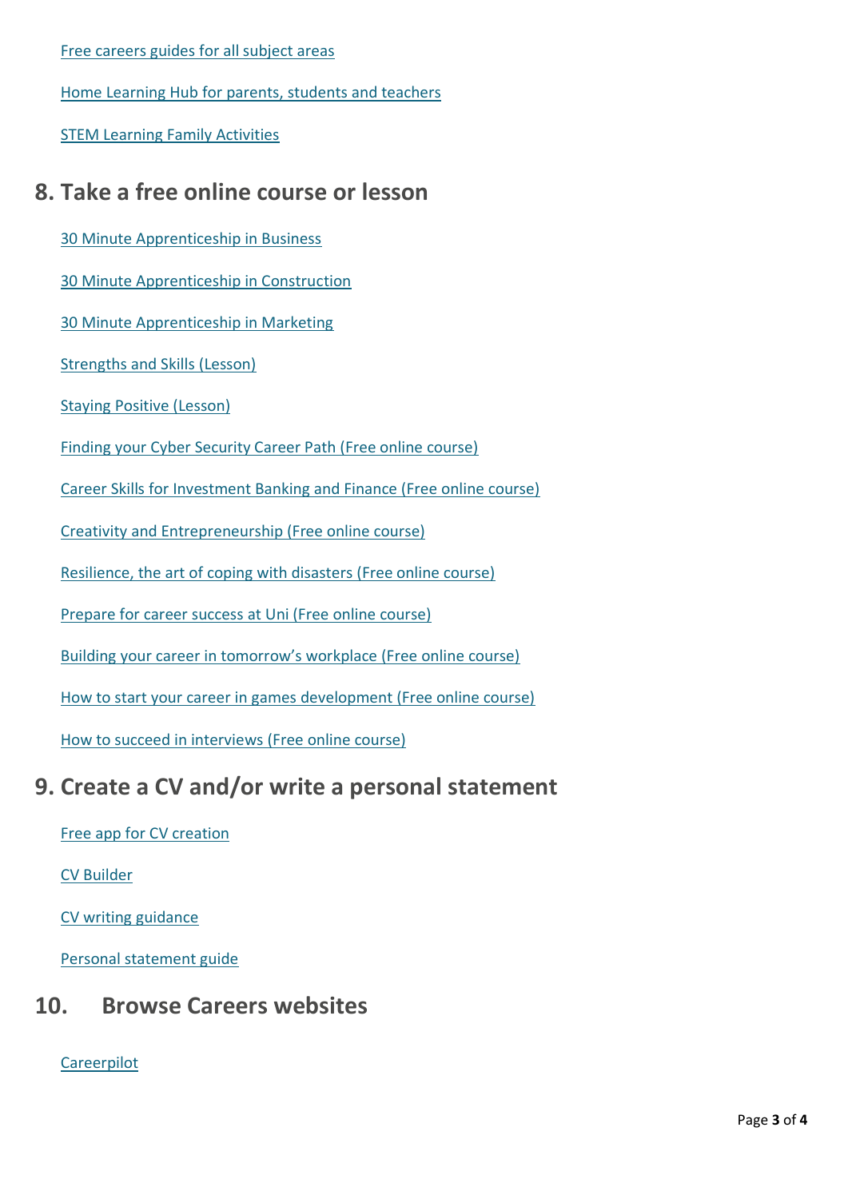Free careers guides for all subject areas

Home Learning Hub for parents, students and teachers

STEM Learning Family Activities

## 8. Take a free online course or lesson

30 Minute Apprenticeship in Business

30 Minute Apprenticeship in Construction

30 Minute Apprenticeship in Marketing

Strengths and Skills (Lesson)

Staying Positive (Lesson)

Finding your Cyber Security Career Path (Free online course)

Career Skills for Investment Banking and Finance (Free online course)

Creativity and Entrepreneurship (Free online course)

Resilience, the art of coping with disasters (Free online course)

Prepare for career success at Uni (Free online course)

Building your career in tomorrow's workplace (Free online course)

How to start your career in games development (Free online course)

How to succeed in interviews (Free online course)

## 9. Create a CV and/or write a personal statement

Free app for CV creation

CV Builder

CV writing guidance

Personal statement guide

## 10. Browse Careers websites

Careerpilot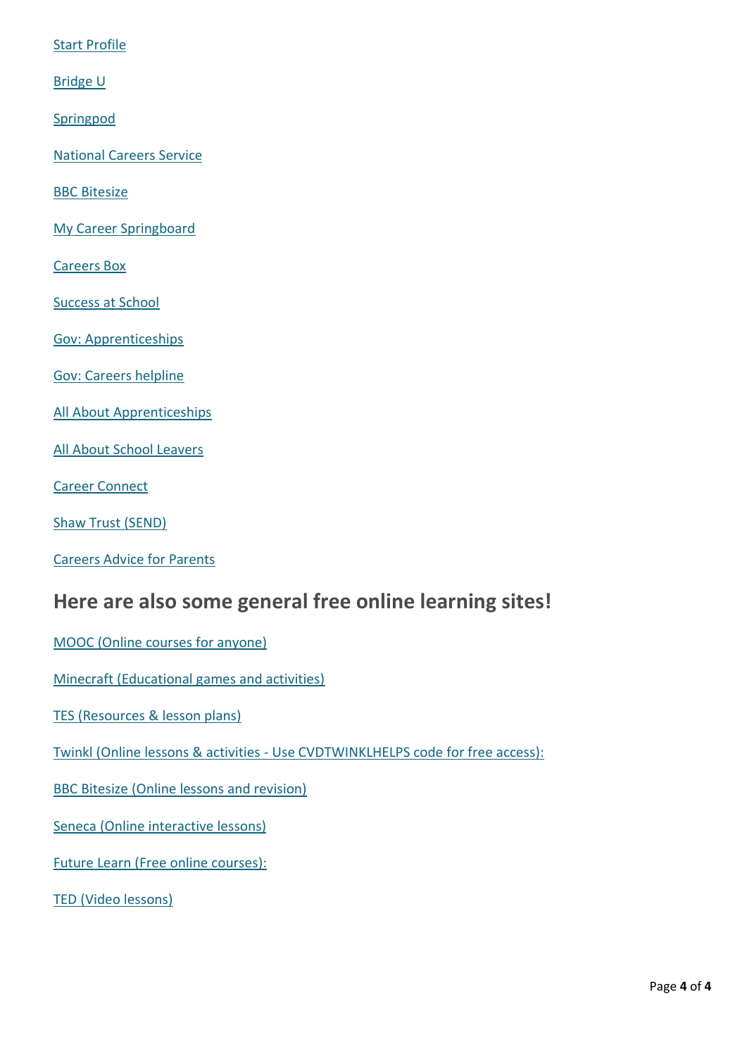Start Profile

Bridge U

Springpod

National Careers Service

BBC Bitesize

My Career Springboard

Careers Box

Success at School

Gov: Apprenticeships

Gov: Careers helpline

All About Apprenticeships

All About School Leavers

Career Connect

Shaw Trust (SEND)

Careers Advice for Parents

## Here are also some general free online learning sites!

MOOC (Online courses for anyone)

Minecraft (Educational games and activities)

TES (Resources & lesson plans)

Twinkl (Online lessons & activities - Use CVDTWINKLHELPS code for free access):

BBC Bitesize (Online lessons and revision)

Seneca (Online interactive lessons)

Future Learn (Free online courses):

TED (Video lessons)